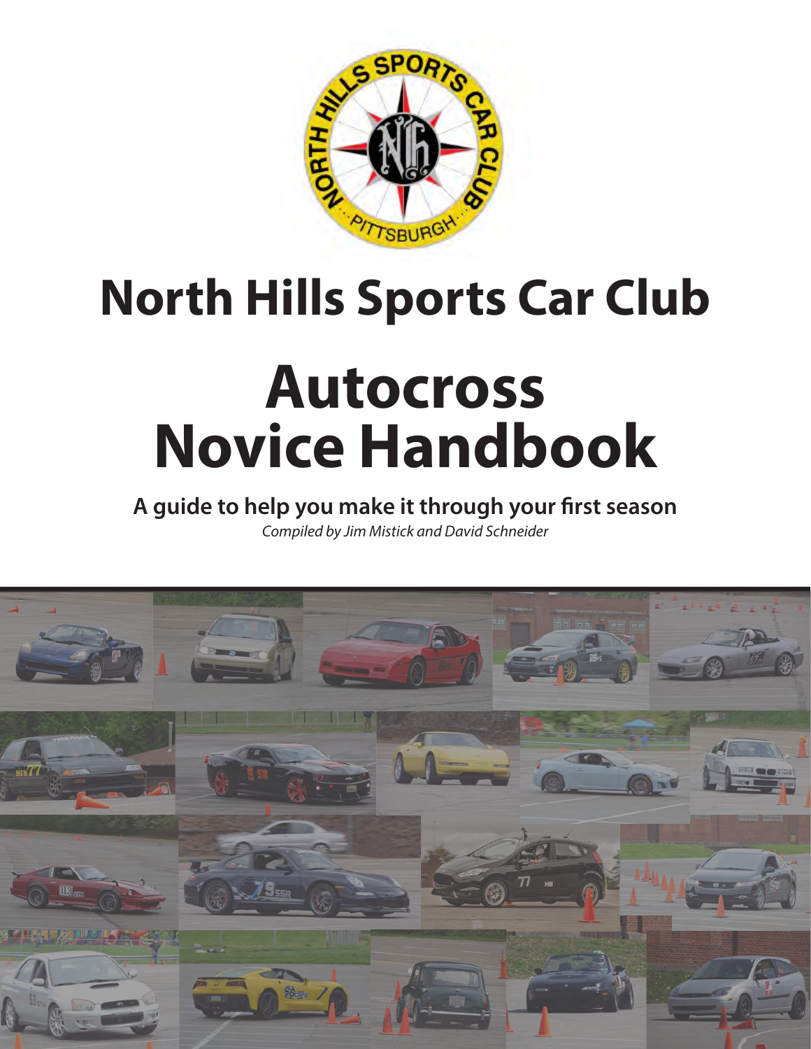# North Hills Sports Car Club

# Autocross Novice Handbook

**A guide to help you make it through your first season**

*Compiled by Jim Mistick and David Schneider*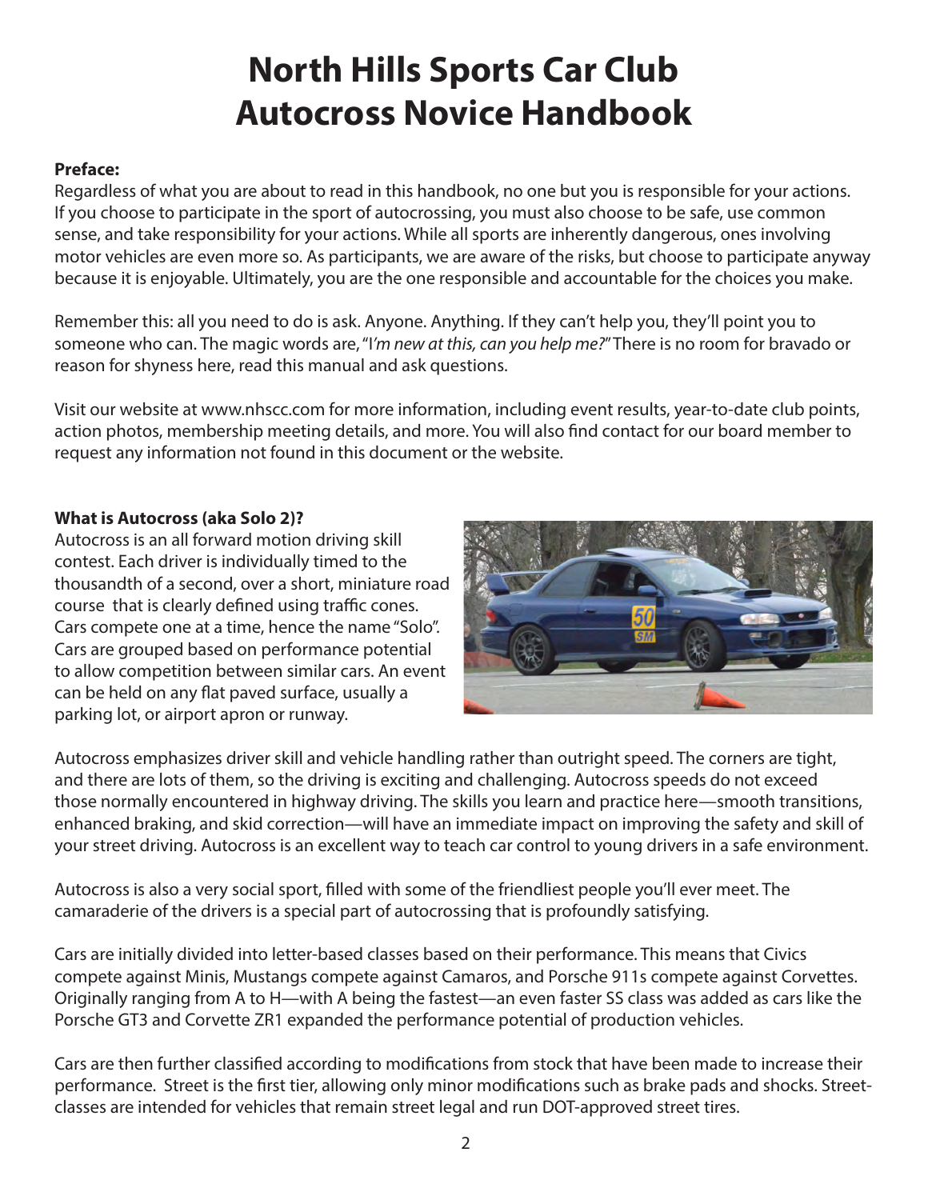# North Hills Sports Car Club
# Autocross Novice Handbook

**Preface:**

Regardless of what you are about to read in this handbook, no one but you is responsible for your actions. If you choose to participate in the sport of autocrossing, you must also choose to be safe, use common sense, and take responsibility for your actions. While all sports are inherently dangerous, ones involving motor vehicles are even more so. As participants, we are aware of the risks, but choose to participate anyway because it is enjoyable. Ultimately, you are the one responsible and accountable for the choices you make.

Remember this: all you need to do is ask. Anyone. Anything. If they can't help you, they'll point you to someone who can. The magic words are, "I*'m new at this, can you help me?*" There is no room for bravado or reason for shyness here, read this manual and ask questions.

Visit our website at www.nhscc.com for more information, including event results, year-to-date club points, action photos, membership meeting details, and more. You will also find contact for our board member to request any information not found in this document or the website.

**What is Autocross (aka Solo 2)?**

Autocross is an all forward motion driving skill contest. Each driver is individually timed to the thousandth of a second, over a short, miniature road course that is clearly defined using traffic cones. Cars compete one at a time, hence the name "Solo". Cars are grouped based on performance potential to allow competition between similar cars. An event can be held on any flat paved surface, usually a parking lot, or airport apron or runway.

Autocross emphasizes driver skill and vehicle handling rather than outright speed. The corners are tight, and there are lots of them, so the driving is exciting and challenging. Autocross speeds do not exceed those normally encountered in highway driving. The skills you learn and practice here—smooth transitions, enhanced braking, and skid correction—will have an immediate impact on improving the safety and skill of your street driving. Autocross is an excellent way to teach car control to young drivers in a safe environment.

Autocross is also a very social sport, filled with some of the friendliest people you'll ever meet. The camaraderie of the drivers is a special part of autocrossing that is profoundly satisfying.

Cars are initially divided into letter-based classes based on their performance. This means that Civics compete against Minis, Mustangs compete against Camaros, and Porsche 911s compete against Corvettes. Originally ranging from A to H—with A being the fastest—an even faster SS class was added as cars like the Porsche GT3 and Corvette ZR1 expanded the performance potential of production vehicles.

Cars are then further classified according to modifications from stock that have been made to increase their performance. Street is the first tier, allowing only minor modifications such as brake pads and shocks. Street-classes are intended for vehicles that remain street legal and run DOT-approved street tires.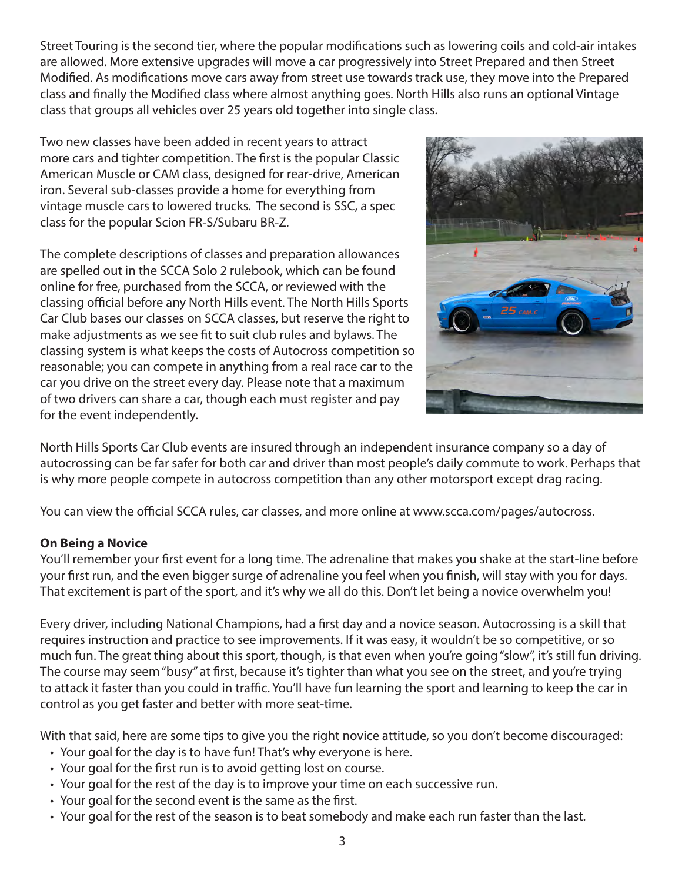Street Touring is the second tier, where the popular modifications such as lowering coils and cold-air intakes are allowed. More extensive upgrades will move a car progressively into Street Prepared and then Street Modified. As modifications move cars away from street use towards track use, they move into the Prepared class and finally the Modified class where almost anything goes. North Hills also runs an optional Vintage class that groups all vehicles over 25 years old together into single class.

Two new classes have been added in recent years to attract more cars and tighter competition. The first is the popular Classic American Muscle or CAM class, designed for rear-drive, American iron. Several sub-classes provide a home for everything from vintage muscle cars to lowered trucks. The second is SSC, a spec class for the popular Scion FR-S/Subaru BR-Z.

The complete descriptions of classes and preparation allowances are spelled out in the SCCA Solo 2 rulebook, which can be found online for free, purchased from the SCCA, or reviewed with the classing official before any North Hills event. The North Hills Sports Car Club bases our classes on SCCA classes, but reserve the right to make adjustments as we see fit to suit club rules and bylaws. The classing system is what keeps the costs of Autocross competition so reasonable; you can compete in anything from a real race car to the car you drive on the street every day. Please note that a maximum of two drivers can share a car, though each must register and pay for the event independently.

North Hills Sports Car Club events are insured through an independent insurance company so a day of autocrossing can be far safer for both car and driver than most people's daily commute to work. Perhaps that is why more people compete in autocross competition than any other motorsport except drag racing.

You can view the official SCCA rules, car classes, and more online at www.scca.com/pages/autocross.

**On Being a Novice**

You'll remember your first event for a long time. The adrenaline that makes you shake at the start-line before your first run, and the even bigger surge of adrenaline you feel when you finish, will stay with you for days. That excitement is part of the sport, and it's why we all do this. Don't let being a novice overwhelm you!

Every driver, including National Champions, had a first day and a novice season. Autocrossing is a skill that requires instruction and practice to see improvements. If it was easy, it wouldn't be so competitive, or so much fun. The great thing about this sport, though, is that even when you're going "slow", it's still fun driving. The course may seem "busy" at first, because it's tighter than what you see on the street, and you're trying to attack it faster than you could in traffic. You'll have fun learning the sport and learning to keep the car in control as you get faster and better with more seat-time.

With that said, here are some tips to give you the right novice attitude, so you don't become discouraged:

- Your goal for the day is to have fun! That's why everyone is here.
- Your goal for the first run is to avoid getting lost on course.
- Your goal for the rest of the day is to improve your time on each successive run.
- Your goal for the second event is the same as the first.
- Your goal for the rest of the season is to beat somebody and make each run faster than the last.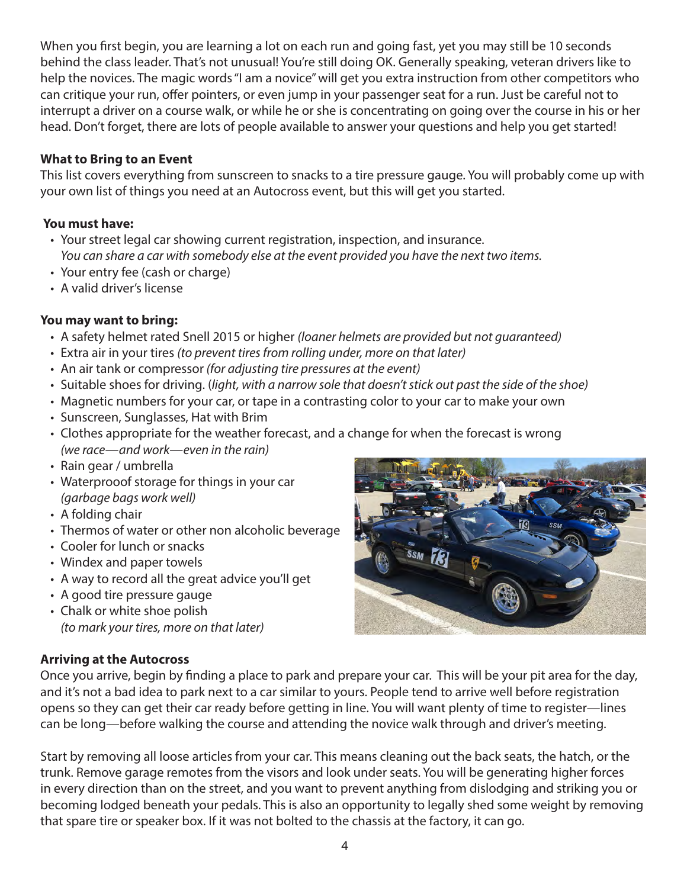When you first begin, you are learning a lot on each run and going fast, yet you may still be 10 seconds behind the class leader. That's not unusual! You're still doing OK. Generally speaking, veteran drivers like to help the novices. The magic words "I am a novice" will get you extra instruction from other competitors who can critique your run, offer pointers, or even jump in your passenger seat for a run. Just be careful not to interrupt a driver on a course walk, or while he or she is concentrating on going over the course in his or her head. Don't forget, there are lots of people available to answer your questions and help you get started!

**What to Bring to an Event**

This list covers everything from sunscreen to snacks to a tire pressure gauge. You will probably come up with your own list of things you need at an Autocross event, but this will get you started.

**You must have:**

- Your street legal car showing current registration, inspection, and insurance.
  *You can share a car with somebody else at the event provided you have the next two items.*
- Your entry fee (cash or charge)
- A valid driver's license

**You may want to bring:**

- A safety helmet rated Snell 2015 or higher *(loaner helmets are provided but not guaranteed)*
- Extra air in your tires *(to prevent tires from rolling under, more on that later)*
- An air tank or compressor *(for adjusting tire pressures at the event)*
- Suitable shoes for driving. (*light, with a narrow sole that doesn't stick out past the side of the shoe)*
- Magnetic numbers for your car, or tape in a contrasting color to your car to make your own
- Sunscreen, Sunglasses, Hat with Brim
- Clothes appropriate for the weather forecast, and a change for when the forecast is wrong *(we race—and work—even in the rain)*
- Rain gear / umbrella
- Waterprooof storage for things in your car *(garbage bags work well)*
- A folding chair
- Thermos of water or other non alcoholic beverage
- Cooler for lunch or snacks
- Windex and paper towels
- A way to record all the great advice you'll get
- A good tire pressure gauge
- Chalk or white shoe polish *(to mark your tires, more on that later)*

**Arriving at the Autocross**

Once you arrive, begin by finding a place to park and prepare your car. This will be your pit area for the day, and it's not a bad idea to park next to a car similar to yours. People tend to arrive well before registration opens so they can get their car ready before getting in line. You will want plenty of time to register—lines can be long—before walking the course and attending the novice walk through and driver's meeting.

Start by removing all loose articles from your car. This means cleaning out the back seats, the hatch, or the trunk. Remove garage remotes from the visors and look under seats. You will be generating higher forces in every direction than on the street, and you want to prevent anything from dislodging and striking you or becoming lodged beneath your pedals. This is also an opportunity to legally shed some weight by removing that spare tire or speaker box. If it was not bolted to the chassis at the factory, it can go.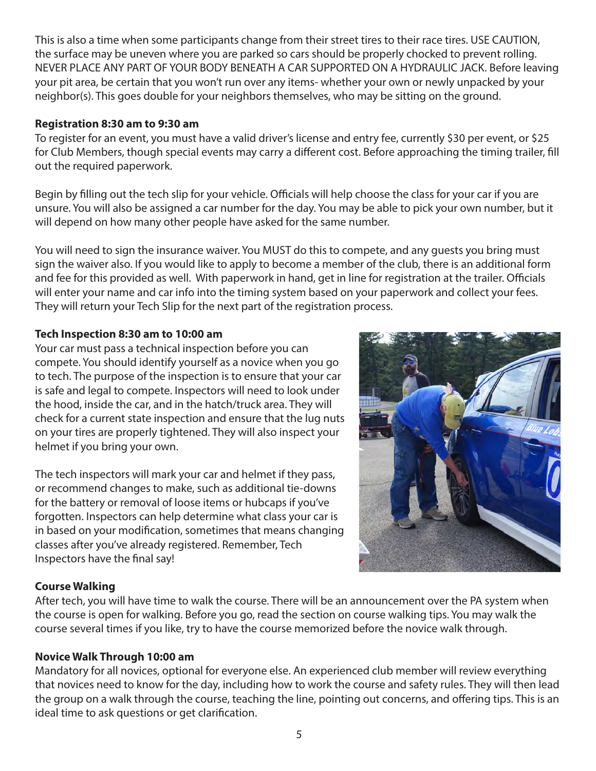This is also a time when some participants change from their street tires to their race tires. USE CAUTION, the surface may be uneven where you are parked so cars should be properly chocked to prevent rolling. NEVER PLACE ANY PART OF YOUR BODY BENEATH A CAR SUPPORTED ON A HYDRAULIC JACK. Before leaving your pit area, be certain that you won't run over any items- whether your own or newly unpacked by your neighbor(s). This goes double for your neighbors themselves, who may be sitting on the ground.

**Registration 8:30 am to 9:30 am**

To register for an event, you must have a valid driver's license and entry fee, currently $30 per event, or $25 for Club Members, though special events may carry a different cost. Before approaching the timing trailer, fill out the required paperwork.

Begin by filling out the tech slip for your vehicle. Officials will help choose the class for your car if you are unsure. You will also be assigned a car number for the day. You may be able to pick your own number, but it will depend on how many other people have asked for the same number.

You will need to sign the insurance waiver. You MUST do this to compete, and any guests you bring must sign the waiver also. If you would like to apply to become a member of the club, there is an additional form and fee for this provided as well. With paperwork in hand, get in line for registration at the trailer. Officials will enter your name and car info into the timing system based on your paperwork and collect your fees. They will return your Tech Slip for the next part of the registration process.

**Tech Inspection 8:30 am to 10:00 am**

Your car must pass a technical inspection before you can compete. You should identify yourself as a novice when you go to tech. The purpose of the inspection is to ensure that your car is safe and legal to compete. Inspectors will need to look under the hood, inside the car, and in the hatch/truck area. They will check for a current state inspection and ensure that the lug nuts on your tires are properly tightened. They will also inspect your helmet if you bring your own.

The tech inspectors will mark your car and helmet if they pass, or recommend changes to make, such as additional tie-downs for the battery or removal of loose items or hubcaps if you've forgotten. Inspectors can help determine what class your car is in based on your modification, sometimes that means changing classes after you've already registered. Remember, Tech Inspectors have the final say!

**Course Walking**

After tech, you will have time to walk the course. There will be an announcement over the PA system when the course is open for walking. Before you go, read the section on course walking tips. You may walk the course several times if you like, try to have the course memorized before the novice walk through.

**Novice Walk Through 10:00 am**

Mandatory for all novices, optional for everyone else. An experienced club member will review everything that novices need to know for the day, including how to work the course and safety rules. They will then lead the group on a walk through the course, teaching the line, pointing out concerns, and offering tips. This is an ideal time to ask questions or get clarification.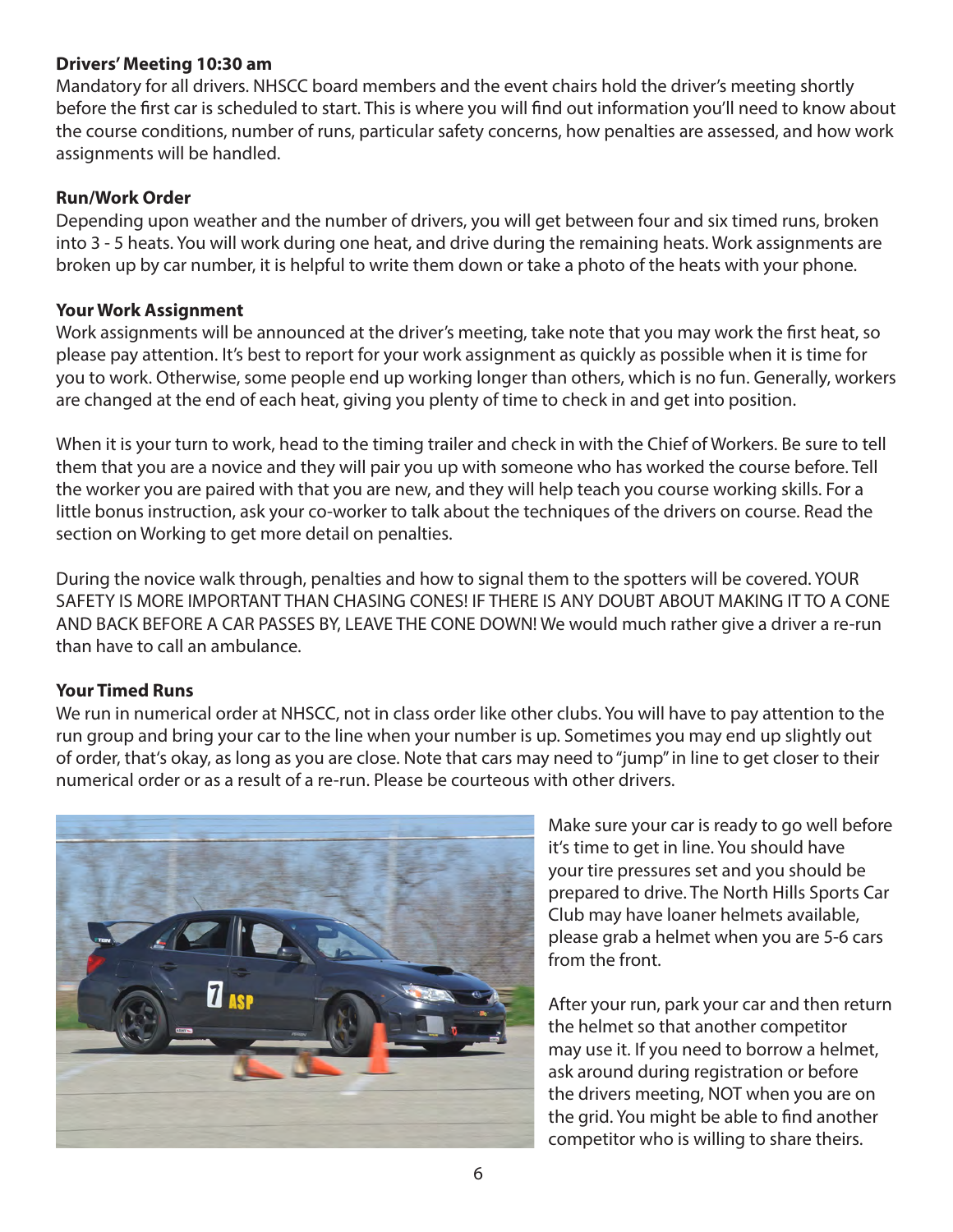### Drivers' Meeting 10:30 am

Mandatory for all drivers. NHSCC board members and the event chairs hold the driver's meeting shortly before the first car is scheduled to start. This is where you will find out information you'll need to know about the course conditions, number of runs, particular safety concerns, how penalties are assessed, and how work assignments will be handled.

### Run/Work Order

Depending upon weather and the number of drivers, you will get between four and six timed runs, broken into 3 - 5 heats. You will work during one heat, and drive during the remaining heats. Work assignments are broken up by car number, it is helpful to write them down or take a photo of the heats with your phone.

### Your Work Assignment

Work assignments will be announced at the driver's meeting, take note that you may work the first heat, so please pay attention. It's best to report for your work assignment as quickly as possible when it is time for you to work. Otherwise, some people end up working longer than others, which is no fun. Generally, workers are changed at the end of each heat, giving you plenty of time to check in and get into position.

When it is your turn to work, head to the timing trailer and check in with the Chief of Workers. Be sure to tell them that you are a novice and they will pair you up with someone who has worked the course before. Tell the worker you are paired with that you are new, and they will help teach you course working skills. For a little bonus instruction, ask your co-worker to talk about the techniques of the drivers on course. Read the section on Working to get more detail on penalties.

During the novice walk through, penalties and how to signal them to the spotters will be covered. YOUR SAFETY IS MORE IMPORTANT THAN CHASING CONES! IF THERE IS ANY DOUBT ABOUT MAKING IT TO A CONE AND BACK BEFORE A CAR PASSES BY, LEAVE THE CONE DOWN! We would much rather give a driver a re-run than have to call an ambulance.

### Your Timed Runs

We run in numerical order at NHSCC, not in class order like other clubs. You will have to pay attention to the run group and bring your car to the line when your number is up. Sometimes you may end up slightly out of order, that's okay, as long as you are close. Note that cars may need to "jump" in line to get closer to their numerical order or as a result of a re-run. Please be courteous with other drivers.

Make sure your car is ready to go well before it's time to get in line. You should have your tire pressures set and you should be prepared to drive. The North Hills Sports Car Club may have loaner helmets available, please grab a helmet when you are 5-6 cars from the front.

After your run, park your car and then return the helmet so that another competitor may use it. If you need to borrow a helmet, ask around during registration or before the drivers meeting, NOT when you are on the grid. You might be able to find another competitor who is willing to share theirs.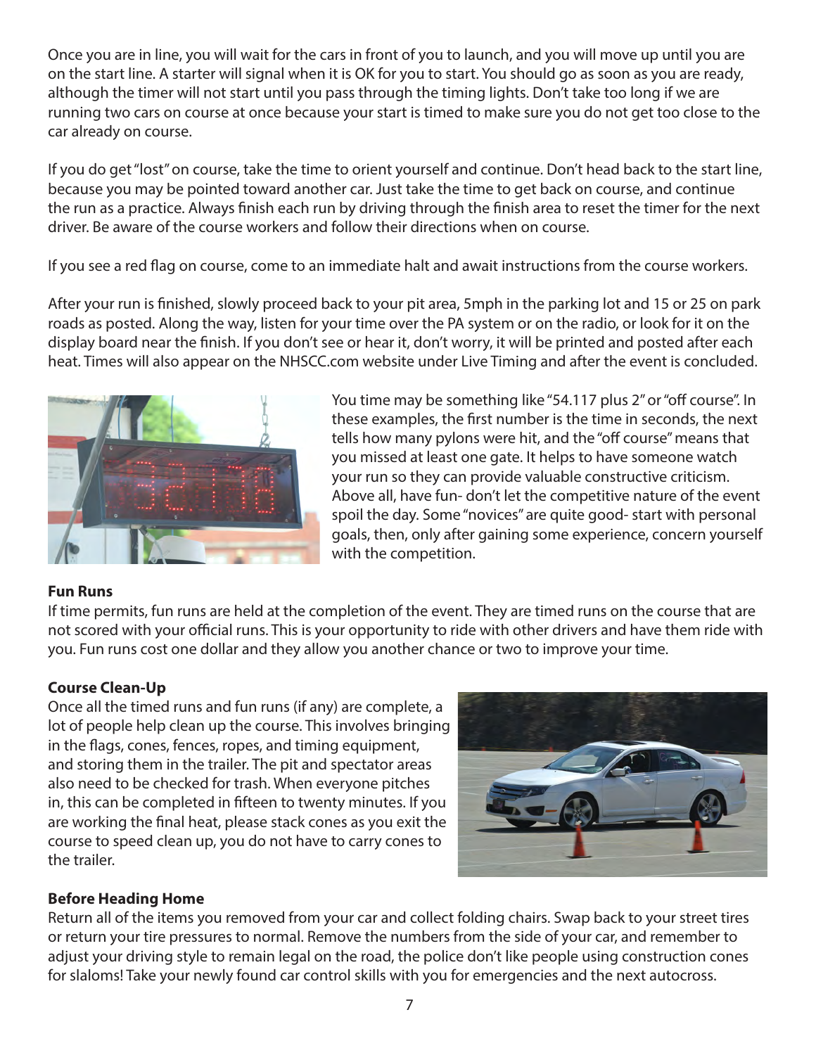Once you are in line, you will wait for the cars in front of you to launch, and you will move up until you are on the start line. A starter will signal when it is OK for you to start. You should go as soon as you are ready, although the timer will not start until you pass through the timing lights. Don't take too long if we are running two cars on course at once because your start is timed to make sure you do not get too close to the car already on course.

If you do get "lost" on course, take the time to orient yourself and continue. Don't head back to the start line, because you may be pointed toward another car. Just take the time to get back on course, and continue the run as a practice. Always finish each run by driving through the finish area to reset the timer for the next driver. Be aware of the course workers and follow their directions when on course.

If you see a red flag on course, come to an immediate halt and await instructions from the course workers.

After your run is finished, slowly proceed back to your pit area, 5mph in the parking lot and 15 or 25 on park roads as posted. Along the way, listen for your time over the PA system or on the radio, or look for it on the display board near the finish. If you don't see or hear it, don't worry, it will be printed and posted after each heat. Times will also appear on the NHSCC.com website under Live Timing and after the event is concluded.

You time may be something like "54.117 plus 2" or "off course". In these examples, the first number is the time in seconds, the next tells how many pylons were hit, and the "off course" means that you missed at least one gate. It helps to have someone watch your run so they can provide valuable constructive criticism. Above all, have fun- don't let the competitive nature of the event spoil the day. Some "novices" are quite good- start with personal goals, then, only after gaining some experience, concern yourself with the competition.

**Fun Runs**

If time permits, fun runs are held at the completion of the event. They are timed runs on the course that are not scored with your official runs. This is your opportunity to ride with other drivers and have them ride with you. Fun runs cost one dollar and they allow you another chance or two to improve your time.

**Course Clean-Up**

Once all the timed runs and fun runs (if any) are complete, a lot of people help clean up the course. This involves bringing in the flags, cones, fences, ropes, and timing equipment, and storing them in the trailer. The pit and spectator areas also need to be checked for trash. When everyone pitches in, this can be completed in fifteen to twenty minutes. If you are working the final heat, please stack cones as you exit the course to speed clean up, you do not have to carry cones to the trailer.

**Before Heading Home**

Return all of the items you removed from your car and collect folding chairs. Swap back to your street tires or return your tire pressures to normal. Remove the numbers from the side of your car, and remember to adjust your driving style to remain legal on the road, the police don't like people using construction cones for slaloms! Take your newly found car control skills with you for emergencies and the next autocross.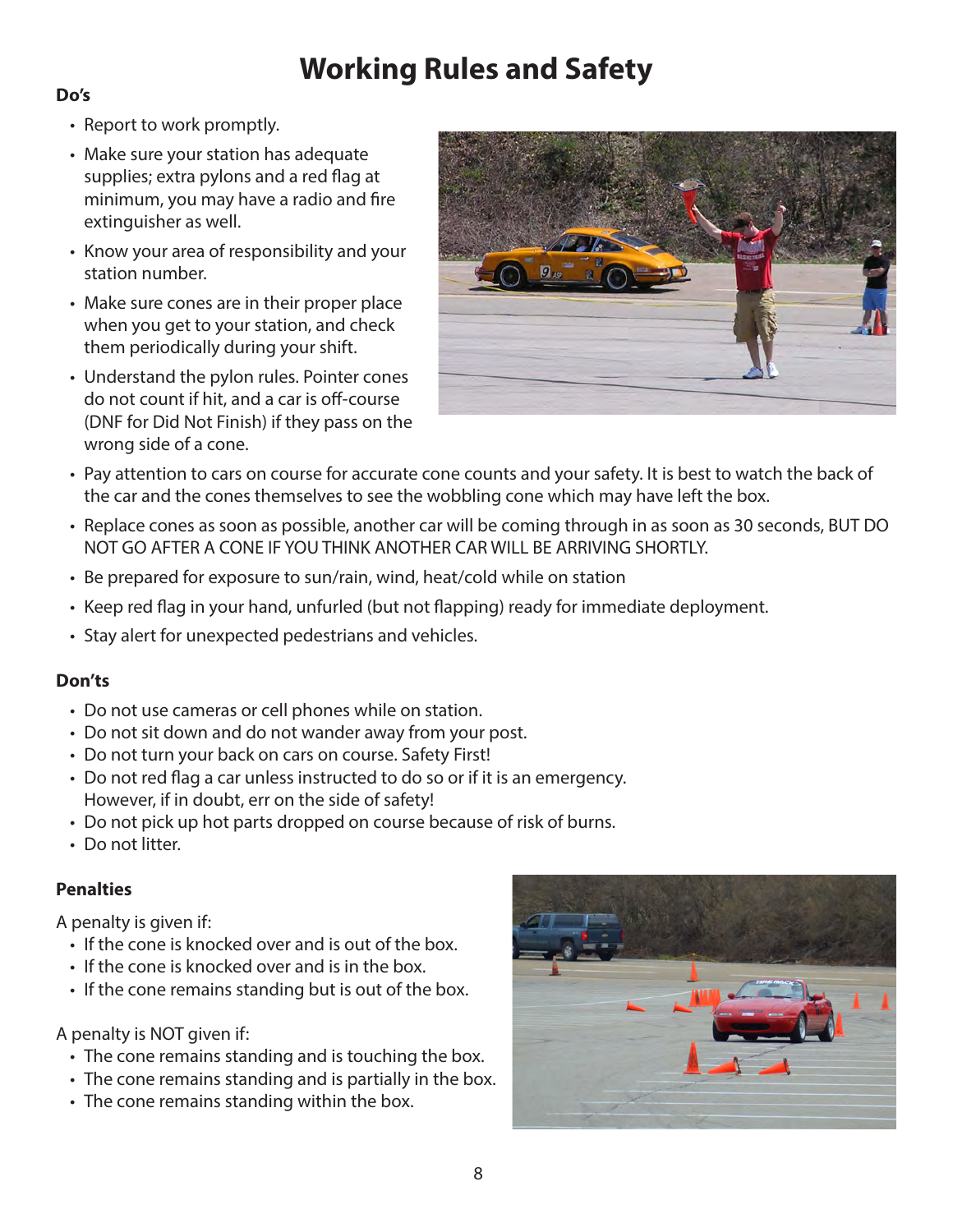# Working Rules and Safety

**Do's**

- Report to work promptly.
- Make sure your station has adequate supplies; extra pylons and a red flag at minimum, you may have a radio and fire extinguisher as well.
- Know your area of responsibility and your station number.
- Make sure cones are in their proper place when you get to your station, and check them periodically during your shift.
- Understand the pylon rules. Pointer cones do not count if hit, and a car is off-course (DNF for Did Not Finish) if they pass on the wrong side of a cone.
- Pay attention to cars on course for accurate cone counts and your safety. It is best to watch the back of the car and the cones themselves to see the wobbling cone which may have left the box.
- Replace cones as soon as possible, another car will be coming through in as soon as 30 seconds, BUT DO NOT GO AFTER A CONE IF YOU THINK ANOTHER CAR WILL BE ARRIVING SHORTLY.
- Be prepared for exposure to sun/rain, wind, heat/cold while on station
- Keep red flag in your hand, unfurled (but not flapping) ready for immediate deployment.
- Stay alert for unexpected pedestrians and vehicles.

**Don'ts**

- Do not use cameras or cell phones while on station.
- Do not sit down and do not wander away from your post.
- Do not turn your back on cars on course. Safety First!
- Do not red flag a car unless instructed to do so or if it is an emergency. However, if in doubt, err on the side of safety!
- Do not pick up hot parts dropped on course because of risk of burns.
- Do not litter.

**Penalties**

A penalty is given if:

- If the cone is knocked over and is out of the box.
- If the cone is knocked over and is in the box.
- If the cone remains standing but is out of the box.

A penalty is NOT given if:

- The cone remains standing and is touching the box.
- The cone remains standing and is partially in the box.
- The cone remains standing within the box.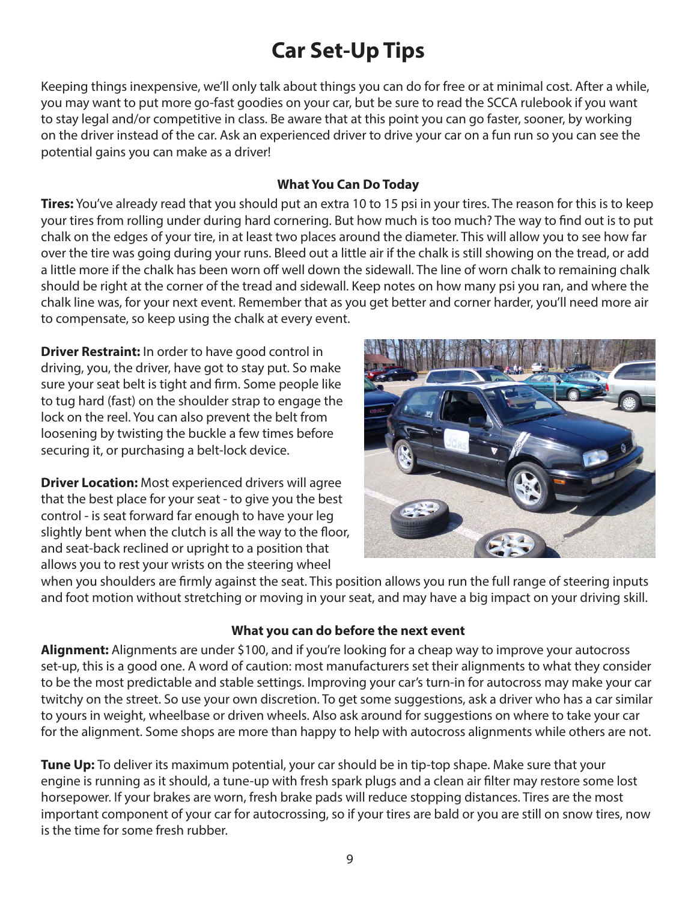# Car Set-Up Tips

Keeping things inexpensive, we'll only talk about things you can do for free or at minimal cost. After a while, you may want to put more go-fast goodies on your car, but be sure to read the SCCA rulebook if you want to stay legal and/or competitive in class. Be aware that at this point you can go faster, sooner, by working on the driver instead of the car. Ask an experienced driver to drive your car on a fun run so you can see the potential gains you can make as a driver!

### What You Can Do Today

**Tires:** You've already read that you should put an extra 10 to 15 psi in your tires. The reason for this is to keep your tires from rolling under during hard cornering. But how much is too much? The way to find out is to put chalk on the edges of your tire, in at least two places around the diameter. This will allow you to see how far over the tire was going during your runs. Bleed out a little air if the chalk is still showing on the tread, or add a little more if the chalk has been worn off well down the sidewall. The line of worn chalk to remaining chalk should be right at the corner of the tread and sidewall. Keep notes on how many psi you ran, and where the chalk line was, for your next event. Remember that as you get better and corner harder, you'll need more air to compensate, so keep using the chalk at every event.

**Driver Restraint:** In order to have good control in driving, you, the driver, have got to stay put. So make sure your seat belt is tight and firm. Some people like to tug hard (fast) on the shoulder strap to engage the lock on the reel. You can also prevent the belt from loosening by twisting the buckle a few times before securing it, or purchasing a belt-lock device.

**Driver Location:** Most experienced drivers will agree that the best place for your seat - to give you the best control - is seat forward far enough to have your leg slightly bent when the clutch is all the way to the floor, and seat-back reclined or upright to a position that allows you to rest your wrists on the steering wheel when you shoulders are firmly against the seat. This position allows you run the full range of steering inputs and foot motion without stretching or moving in your seat, and may have a big impact on your driving skill.

### What you can do before the next event

**Alignment:** Alignments are under $100, and if you're looking for a cheap way to improve your autocross set-up, this is a good one. A word of caution: most manufacturers set their alignments to what they consider to be the most predictable and stable settings. Improving your car's turn-in for autocross may make your car twitchy on the street. So use your own discretion. To get some suggestions, ask a driver who has a car similar to yours in weight, wheelbase or driven wheels. Also ask around for suggestions on where to take your car for the alignment. Some shops are more than happy to help with autocross alignments while others are not.

**Tune Up:** To deliver its maximum potential, your car should be in tip-top shape. Make sure that your engine is running as it should, a tune-up with fresh spark plugs and a clean air filter may restore some lost horsepower. If your brakes are worn, fresh brake pads will reduce stopping distances. Tires are the most important component of your car for autocrossing, so if your tires are bald or you are still on snow tires, now is the time for some fresh rubber.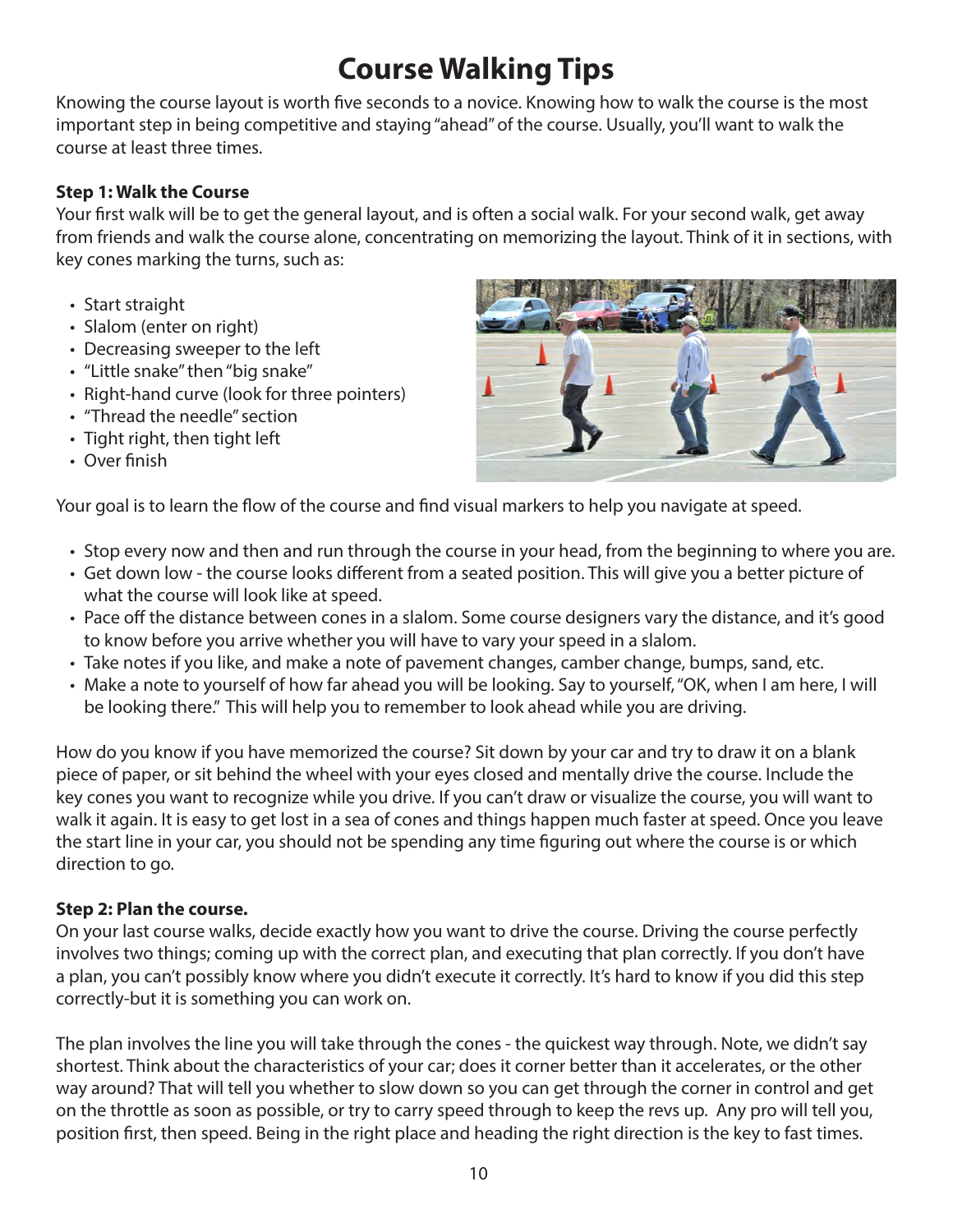# Course Walking Tips

Knowing the course layout is worth five seconds to a novice. Knowing how to walk the course is the most important step in being competitive and staying "ahead" of the course. Usually, you'll want to walk the course at least three times.

**Step 1: Walk the Course**

Your first walk will be to get the general layout, and is often a social walk. For your second walk, get away from friends and walk the course alone, concentrating on memorizing the layout. Think of it in sections, with key cones marking the turns, such as:

- Start straight
- Slalom (enter on right)
- Decreasing sweeper to the left
- "Little snake" then "big snake"
- Right-hand curve (look for three pointers)
- "Thread the needle" section
- Tight right, then tight left
- Over finish

Your goal is to learn the flow of the course and find visual markers to help you navigate at speed.

- Stop every now and then and run through the course in your head, from the beginning to where you are.
- Get down low - the course looks different from a seated position. This will give you a better picture of what the course will look like at speed.
- Pace off the distance between cones in a slalom. Some course designers vary the distance, and it's good to know before you arrive whether you will have to vary your speed in a slalom.
- Take notes if you like, and make a note of pavement changes, camber change, bumps, sand, etc.
- Make a note to yourself of how far ahead you will be looking. Say to yourself, "OK, when I am here, I will be looking there." This will help you to remember to look ahead while you are driving.

How do you know if you have memorized the course? Sit down by your car and try to draw it on a blank piece of paper, or sit behind the wheel with your eyes closed and mentally drive the course. Include the key cones you want to recognize while you drive. If you can't draw or visualize the course, you will want to walk it again. It is easy to get lost in a sea of cones and things happen much faster at speed. Once you leave the start line in your car, you should not be spending any time figuring out where the course is or which direction to go.

**Step 2: Plan the course.**

On your last course walks, decide exactly how you want to drive the course. Driving the course perfectly involves two things; coming up with the correct plan, and executing that plan correctly. If you don't have a plan, you can't possibly know where you didn't execute it correctly. It's hard to know if you did this step correctly-but it is something you can work on.

The plan involves the line you will take through the cones - the quickest way through. Note, we didn't say shortest. Think about the characteristics of your car; does it corner better than it accelerates, or the other way around? That will tell you whether to slow down so you can get through the corner in control and get on the throttle as soon as possible, or try to carry speed through to keep the revs up. Any pro will tell you, position first, then speed. Being in the right place and heading the right direction is the key to fast times.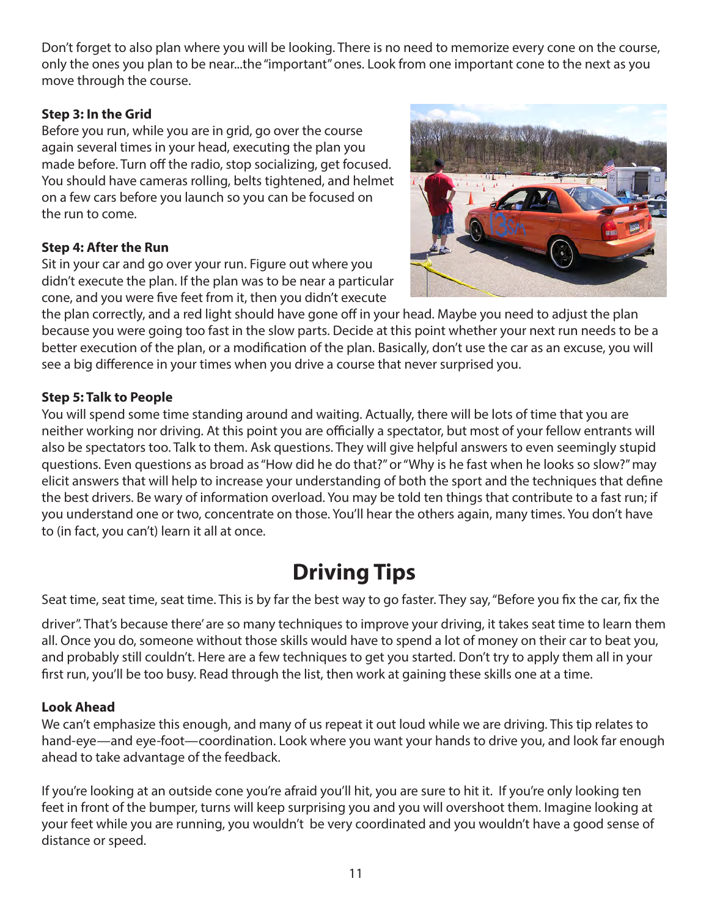Don't forget to also plan where you will be looking. There is no need to memorize every cone on the course, only the ones you plan to be near...the "important" ones. Look from one important cone to the next as you move through the course.

**Step 3: In the Grid**
Before you run, while you are in grid, go over the course again several times in your head, executing the plan you made before. Turn off the radio, stop socializing, get focused. You should have cameras rolling, belts tightened, and helmet on a few cars before you launch so you can be focused on the run to come.

**Step 4: After the Run**
Sit in your car and go over your run. Figure out where you didn't execute the plan. If the plan was to be near a particular cone, and you were five feet from it, then you didn't execute the plan correctly, and a red light should have gone off in your head. Maybe you need to adjust the plan because you were going too fast in the slow parts. Decide at this point whether your next run needs to be a better execution of the plan, or a modification of the plan. Basically, don't use the car as an excuse, you will see a big difference in your times when you drive a course that never surprised you.

**Step 5: Talk to People**
You will spend some time standing around and waiting. Actually, there will be lots of time that you are neither working nor driving. At this point you are officially a spectator, but most of your fellow entrants will also be spectators too. Talk to them. Ask questions. They will give helpful answers to even seemingly stupid questions. Even questions as broad as "How did he do that?" or "Why is he fast when he looks so slow?" may elicit answers that will help to increase your understanding of both the sport and the techniques that define the best drivers. Be wary of information overload. You may be told ten things that contribute to a fast run; if you understand one or two, concentrate on those. You'll hear the others again, many times. You don't have to (in fact, you can't) learn it all at once.

# Driving Tips

Seat time, seat time, seat time. This is by far the best way to go faster. They say, "Before you fix the car, fix the driver". That's because there' are so many techniques to improve your driving, it takes seat time to learn them all. Once you do, someone without those skills would have to spend a lot of money on their car to beat you, and probably still couldn't. Here are a few techniques to get you started. Don't try to apply them all in your first run, you'll be too busy. Read through the list, then work at gaining these skills one at a time.

**Look Ahead**
We can't emphasize this enough, and many of us repeat it out loud while we are driving. This tip relates to hand-eye—and eye-foot—coordination. Look where you want your hands to drive you, and look far enough ahead to take advantage of the feedback.

If you're looking at an outside cone you're afraid you'll hit, you are sure to hit it. If you're only looking ten feet in front of the bumper, turns will keep surprising you and you will overshoot them. Imagine looking at your feet while you are running, you wouldn't be very coordinated and you wouldn't have a good sense of distance or speed.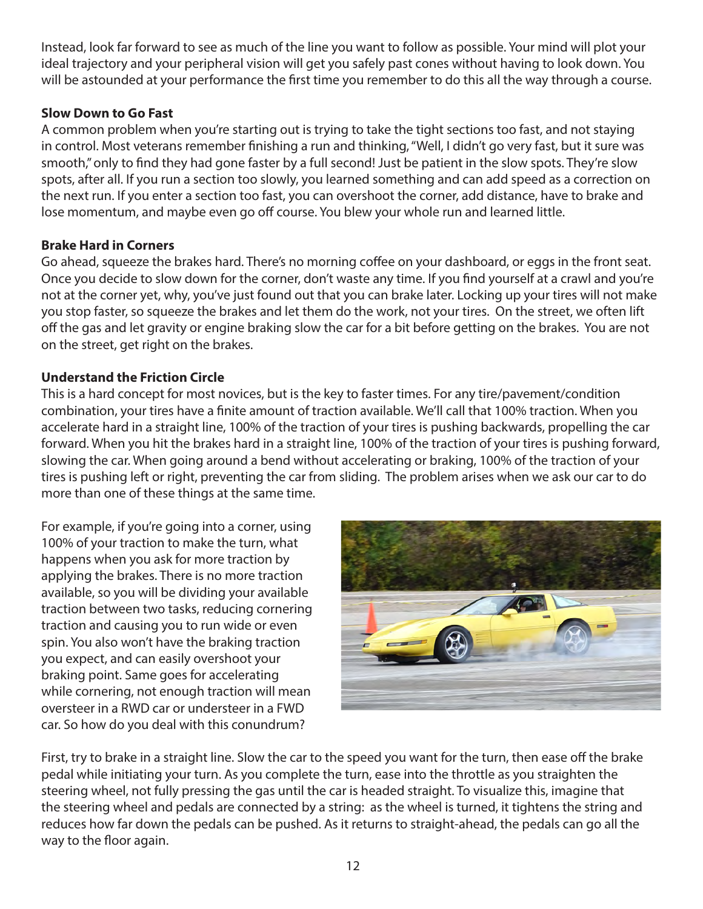Instead, look far forward to see as much of the line you want to follow as possible. Your mind will plot your ideal trajectory and your peripheral vision will get you safely past cones without having to look down. You will be astounded at your performance the first time you remember to do this all the way through a course.

**Slow Down to Go Fast**

A common problem when you're starting out is trying to take the tight sections too fast, and not staying in control. Most veterans remember finishing a run and thinking, "Well, I didn't go very fast, but it sure was smooth," only to find they had gone faster by a full second! Just be patient in the slow spots. They're slow spots, after all. If you run a section too slowly, you learned something and can add speed as a correction on the next run. If you enter a section too fast, you can overshoot the corner, add distance, have to brake and lose momentum, and maybe even go off course. You blew your whole run and learned little.

**Brake Hard in Corners**

Go ahead, squeeze the brakes hard. There's no morning coffee on your dashboard, or eggs in the front seat. Once you decide to slow down for the corner, don't waste any time. If you find yourself at a crawl and you're not at the corner yet, why, you've just found out that you can brake later. Locking up your tires will not make you stop faster, so squeeze the brakes and let them do the work, not your tires. On the street, we often lift off the gas and let gravity or engine braking slow the car for a bit before getting on the brakes. You are not on the street, get right on the brakes.

**Understand the Friction Circle**

This is a hard concept for most novices, but is the key to faster times. For any tire/pavement/condition combination, your tires have a finite amount of traction available. We'll call that 100% traction. When you accelerate hard in a straight line, 100% of the traction of your tires is pushing backwards, propelling the car forward. When you hit the brakes hard in a straight line, 100% of the traction of your tires is pushing forward, slowing the car. When going around a bend without accelerating or braking, 100% of the traction of your tires is pushing left or right, preventing the car from sliding. The problem arises when we ask our car to do more than one of these things at the same time.

For example, if you're going into a corner, using 100% of your traction to make the turn, what happens when you ask for more traction by applying the brakes. There is no more traction available, so you will be dividing your available traction between two tasks, reducing cornering traction and causing you to run wide or even spin. You also won't have the braking traction you expect, and can easily overshoot your braking point. Same goes for accelerating while cornering, not enough traction will mean oversteer in a RWD car or understeer in a FWD car. So how do you deal with this conundrum?

First, try to brake in a straight line. Slow the car to the speed you want for the turn, then ease off the brake pedal while initiating your turn. As you complete the turn, ease into the throttle as you straighten the steering wheel, not fully pressing the gas until the car is headed straight. To visualize this, imagine that the steering wheel and pedals are connected by a string: as the wheel is turned, it tightens the string and reduces how far down the pedals can be pushed. As it returns to straight-ahead, the pedals can go all the way to the floor again.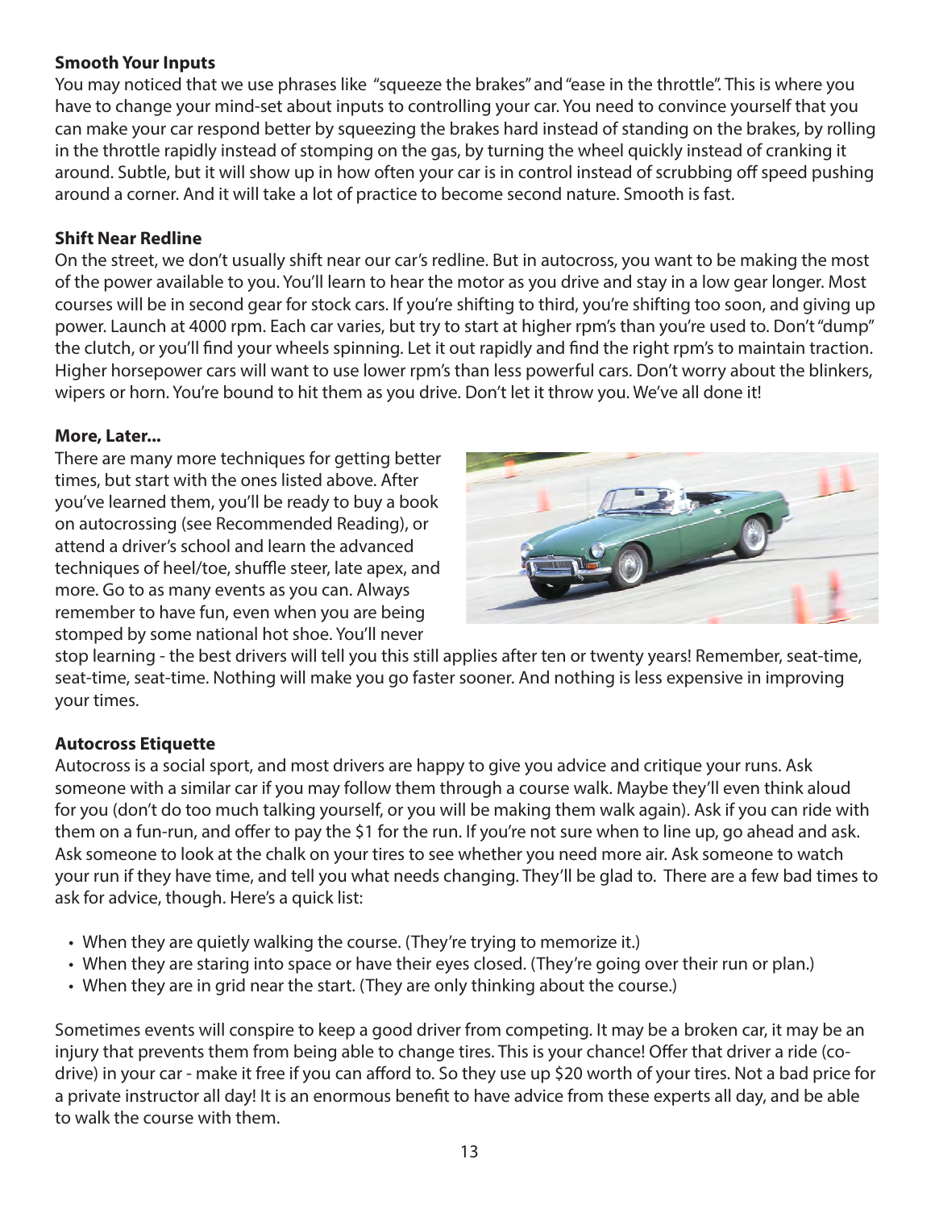**Smooth Your Inputs**

You may noticed that we use phrases like "squeeze the brakes" and "ease in the throttle". This is where you have to change your mind-set about inputs to controlling your car. You need to convince yourself that you can make your car respond better by squeezing the brakes hard instead of standing on the brakes, by rolling in the throttle rapidly instead of stomping on the gas, by turning the wheel quickly instead of cranking it around. Subtle, but it will show up in how often your car is in control instead of scrubbing off speed pushing around a corner. And it will take a lot of practice to become second nature. Smooth is fast.

**Shift Near Redline**

On the street, we don't usually shift near our car's redline. But in autocross, you want to be making the most of the power available to you. You'll learn to hear the motor as you drive and stay in a low gear longer. Most courses will be in second gear for stock cars. If you're shifting to third, you're shifting too soon, and giving up power. Launch at 4000 rpm. Each car varies, but try to start at higher rpm's than you're used to. Don't "dump" the clutch, or you'll find your wheels spinning. Let it out rapidly and find the right rpm's to maintain traction. Higher horsepower cars will want to use lower rpm's than less powerful cars. Don't worry about the blinkers, wipers or horn. You're bound to hit them as you drive. Don't let it throw you. We've all done it!

**More, Later...**

There are many more techniques for getting better times, but start with the ones listed above. After you've learned them, you'll be ready to buy a book on autocrossing (see Recommended Reading), or attend a driver's school and learn the advanced techniques of heel/toe, shuffle steer, late apex, and more. Go to as many events as you can. Always remember to have fun, even when you are being stomped by some national hot shoe. You'll never stop learning - the best drivers will tell you this still applies after ten or twenty years! Remember, seat-time, seat-time, seat-time. Nothing will make you go faster sooner. And nothing is less expensive in improving your times.

**Autocross Etiquette**

Autocross is a social sport, and most drivers are happy to give you advice and critique your runs. Ask someone with a similar car if you may follow them through a course walk. Maybe they'll even think aloud for you (don't do too much talking yourself, or you will be making them walk again). Ask if you can ride with them on a fun-run, and offer to pay the $1 for the run. If you're not sure when to line up, go ahead and ask. Ask someone to look at the chalk on your tires to see whether you need more air. Ask someone to watch your run if they have time, and tell you what needs changing. They'll be glad to. There are a few bad times to ask for advice, though. Here's a quick list:

- When they are quietly walking the course. (They're trying to memorize it.)
- When they are staring into space or have their eyes closed. (They're going over their run or plan.)
- When they are in grid near the start. (They are only thinking about the course.)

Sometimes events will conspire to keep a good driver from competing. It may be a broken car, it may be an injury that prevents them from being able to change tires. This is your chance! Offer that driver a ride (co-drive) in your car - make it free if you can afford to. So they use up $20 worth of your tires. Not a bad price for a private instructor all day! It is an enormous benefit to have advice from these experts all day, and be able to walk the course with them.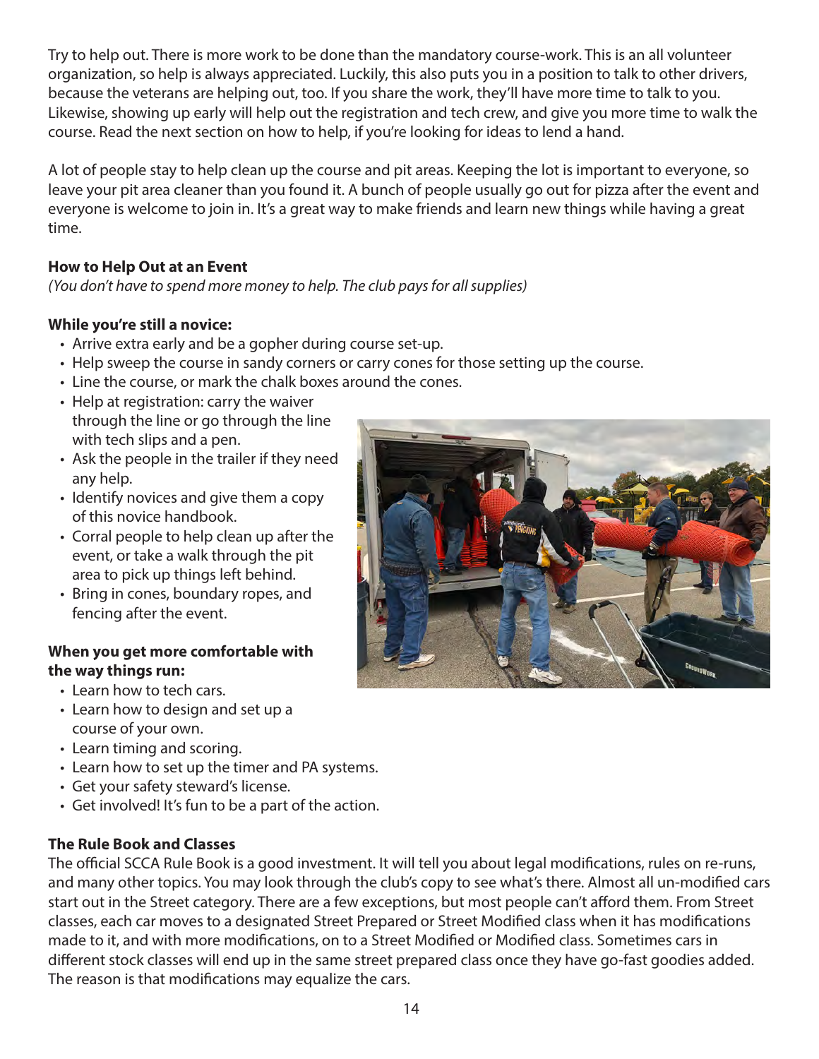Try to help out. There is more work to be done than the mandatory course-work. This is an all volunteer organization, so help is always appreciated. Luckily, this also puts you in a position to talk to other drivers, because the veterans are helping out, too. If you share the work, they'll have more time to talk to you. Likewise, showing up early will help out the registration and tech crew, and give you more time to walk the course. Read the next section on how to help, if you're looking for ideas to lend a hand.

A lot of people stay to help clean up the course and pit areas. Keeping the lot is important to everyone, so leave your pit area cleaner than you found it. A bunch of people usually go out for pizza after the event and everyone is welcome to join in. It's a great way to make friends and learn new things while having a great time.

**How to Help Out at an Event**

*(You don't have to spend more money to help. The club pays for all supplies)*

**While you're still a novice:**

- Arrive extra early and be a gopher during course set-up.
- Help sweep the course in sandy corners or carry cones for those setting up the course.
- Line the course, or mark the chalk boxes around the cones.
- Help at registration: carry the waiver through the line or go through the line with tech slips and a pen.
- Ask the people in the trailer if they need any help.
- Identify novices and give them a copy of this novice handbook.
- Corral people to help clean up after the event, or take a walk through the pit area to pick up things left behind.
- Bring in cones, boundary ropes, and fencing after the event.

**When you get more comfortable with the way things run:**

- Learn how to tech cars.
- Learn how to design and set up a course of your own.
- Learn timing and scoring.
- Learn how to set up the timer and PA systems.
- Get your safety steward's license.
- Get involved! It's fun to be a part of the action.

**The Rule Book and Classes**

The official SCCA Rule Book is a good investment. It will tell you about legal modifications, rules on re-runs, and many other topics. You may look through the club's copy to see what's there. Almost all un-modified cars start out in the Street category. There are a few exceptions, but most people can't afford them. From Street classes, each car moves to a designated Street Prepared or Street Modified class when it has modifications made to it, and with more modifications, on to a Street Modified or Modified class. Sometimes cars in different stock classes will end up in the same street prepared class once they have go-fast goodies added. The reason is that modifications may equalize the cars.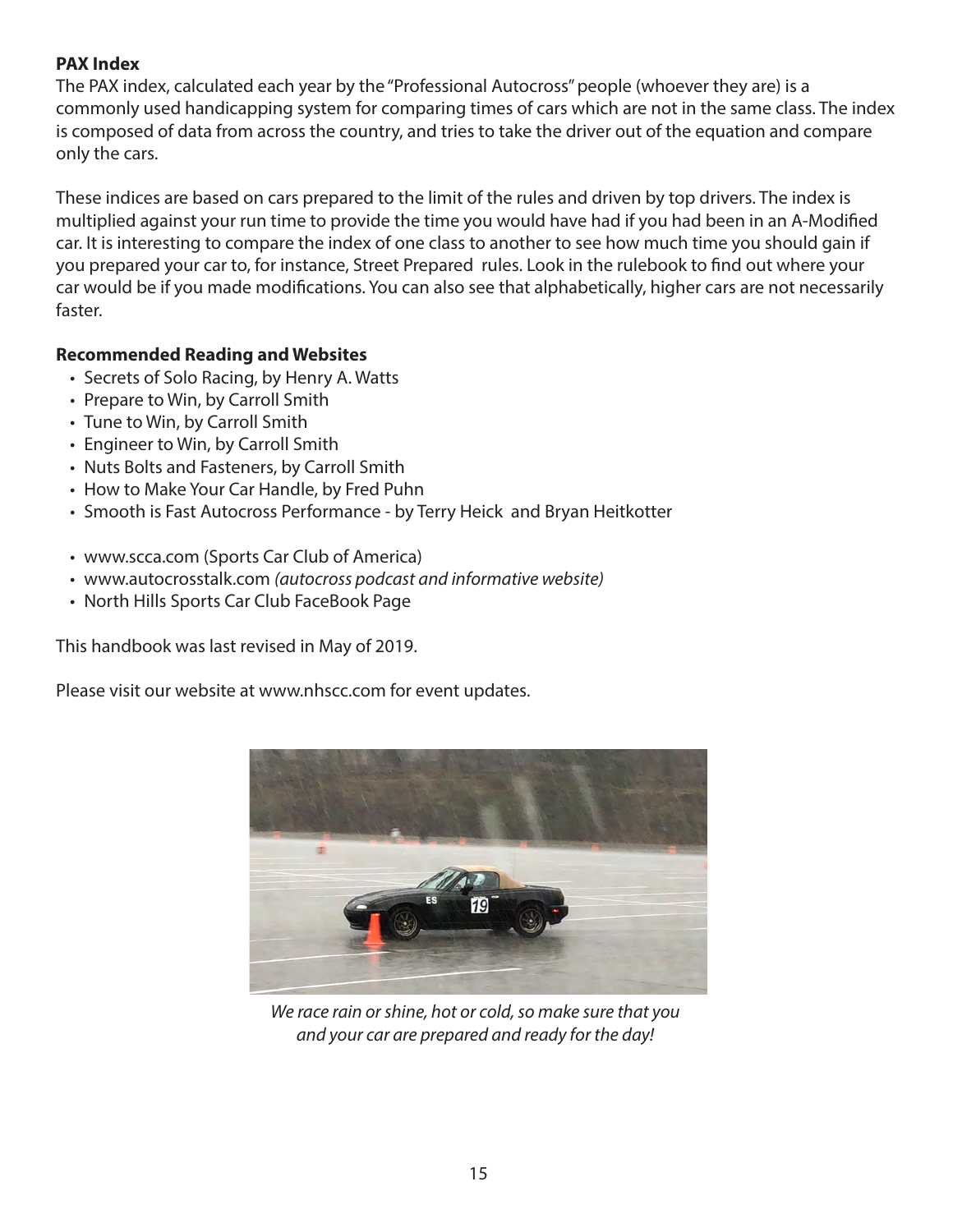**PAX Index**

The PAX index, calculated each year by the "Professional Autocross" people (whoever they are) is a commonly used handicapping system for comparing times of cars which are not in the same class. The index is composed of data from across the country, and tries to take the driver out of the equation and compare only the cars.

These indices are based on cars prepared to the limit of the rules and driven by top drivers. The index is multiplied against your run time to provide the time you would have had if you had been in an A-Modified car. It is interesting to compare the index of one class to another to see how much time you should gain if you prepared your car to, for instance, Street Prepared rules. Look in the rulebook to find out where your car would be if you made modifications. You can also see that alphabetically, higher cars are not necessarily faster.

**Recommended Reading and Websites**

- Secrets of Solo Racing, by Henry A. Watts
- Prepare to Win, by Carroll Smith
- Tune to Win, by Carroll Smith
- Engineer to Win, by Carroll Smith
- Nuts Bolts and Fasteners, by Carroll Smith
- How to Make Your Car Handle, by Fred Puhn
- Smooth is Fast Autocross Performance - by Terry Heick and Bryan Heitkotter

- www.scca.com (Sports Car Club of America)
- www.autocrosstalk.com *(autocross podcast and informative website)*
- North Hills Sports Car Club FaceBook Page

This handbook was last revised in May of 2019.

Please visit our website at www.nhscc.com for event updates.

*We race rain or shine, hot or cold, so make sure that you and your car are prepared and ready for the day!*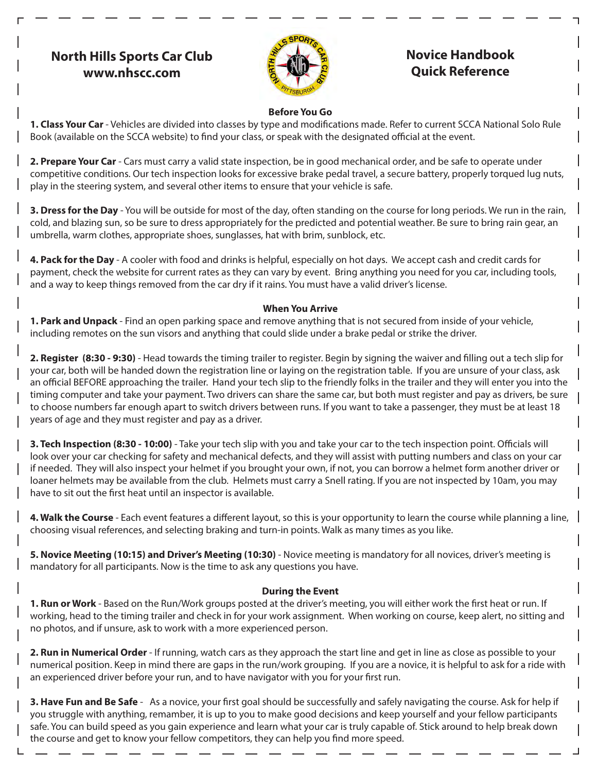**North Hills Sports Car Club**
**www.nhscc.com**

# Novice Handbook Quick Reference

## Before You Go

**1. Class Your Car** - Vehicles are divided into classes by type and modifications made. Refer to current SCCA National Solo Rule Book (available on the SCCA website) to find your class, or speak with the designated official at the event.

**2. Prepare Your Car** - Cars must carry a valid state inspection, be in good mechanical order, and be safe to operate under competitive conditions. Our tech inspection looks for excessive brake pedal travel, a secure battery, properly torqued lug nuts, play in the steering system, and several other items to ensure that your vehicle is safe.

**3. Dress for the Day** - You will be outside for most of the day, often standing on the course for long periods. We run in the rain, cold, and blazing sun, so be sure to dress appropriately for the predicted and potential weather. Be sure to bring rain gear, an umbrella, warm clothes, appropriate shoes, sunglasses, hat with brim, sunblock, etc.

**4. Pack for the Day** - A cooler with food and drinks is helpful, especially on hot days. We accept cash and credit cards for payment, check the website for current rates as they can vary by event. Bring anything you need for you car, including tools, and a way to keep things removed from the car dry if it rains. You must have a valid driver's license.

## When You Arrive

**1. Park and Unpack** - Find an open parking space and remove anything that is not secured from inside of your vehicle, including remotes on the sun visors and anything that could slide under a brake pedal or strike the driver.

**2. Register (8:30 - 9:30)** - Head towards the timing trailer to register. Begin by signing the waiver and filling out a tech slip for your car, both will be handed down the registration line or laying on the registration table. If you are unsure of your class, ask an official BEFORE approaching the trailer. Hand your tech slip to the friendly folks in the trailer and they will enter you into the timing computer and take your payment. Two drivers can share the same car, but both must register and pay as drivers, be sure to choose numbers far enough apart to switch drivers between runs. If you want to take a passenger, they must be at least 18 years of age and they must register and pay as a driver.

**3. Tech Inspection (8:30 - 10:00)** - Take your tech slip with you and take your car to the tech inspection point. Officials will look over your car checking for safety and mechanical defects, and they will assist with putting numbers and class on your car if needed. They will also inspect your helmet if you brought your own, if not, you can borrow a helmet form another driver or loaner helmets may be available from the club. Helmets must carry a Snell rating. If you are not inspected by 10am, you may have to sit out the first heat until an inspector is available.

**4. Walk the Course** - Each event features a different layout, so this is your opportunity to learn the course while planning a line, choosing visual references, and selecting braking and turn-in points. Walk as many times as you like.

**5. Novice Meeting (10:15) and Driver's Meeting (10:30)** - Novice meeting is mandatory for all novices, driver's meeting is mandatory for all participants. Now is the time to ask any questions you have.

## During the Event

**1. Run or Work** - Based on the Run/Work groups posted at the driver's meeting, you will either work the first heat or run. If working, head to the timing trailer and check in for your work assignment. When working on course, keep alert, no sitting and no photos, and if unsure, ask to work with a more experienced person.

**2. Run in Numerical Order** - If running, watch cars as they approach the start line and get in line as close as possible to your numerical position. Keep in mind there are gaps in the run/work grouping. If you are a novice, it is helpful to ask for a ride with an experienced driver before your run, and to have navigator with you for your first run.

**3. Have Fun and Be Safe** - As a novice, your first goal should be successfully and safely navigating the course. Ask for help if you struggle with anything, remamber, it is up to you to make good decisions and keep yourself and your fellow participants safe. You can build speed as you gain experience and learn what your car is truly capable of. Stick around to help break down the course and get to know your fellow competitors, they can help you find more speed.